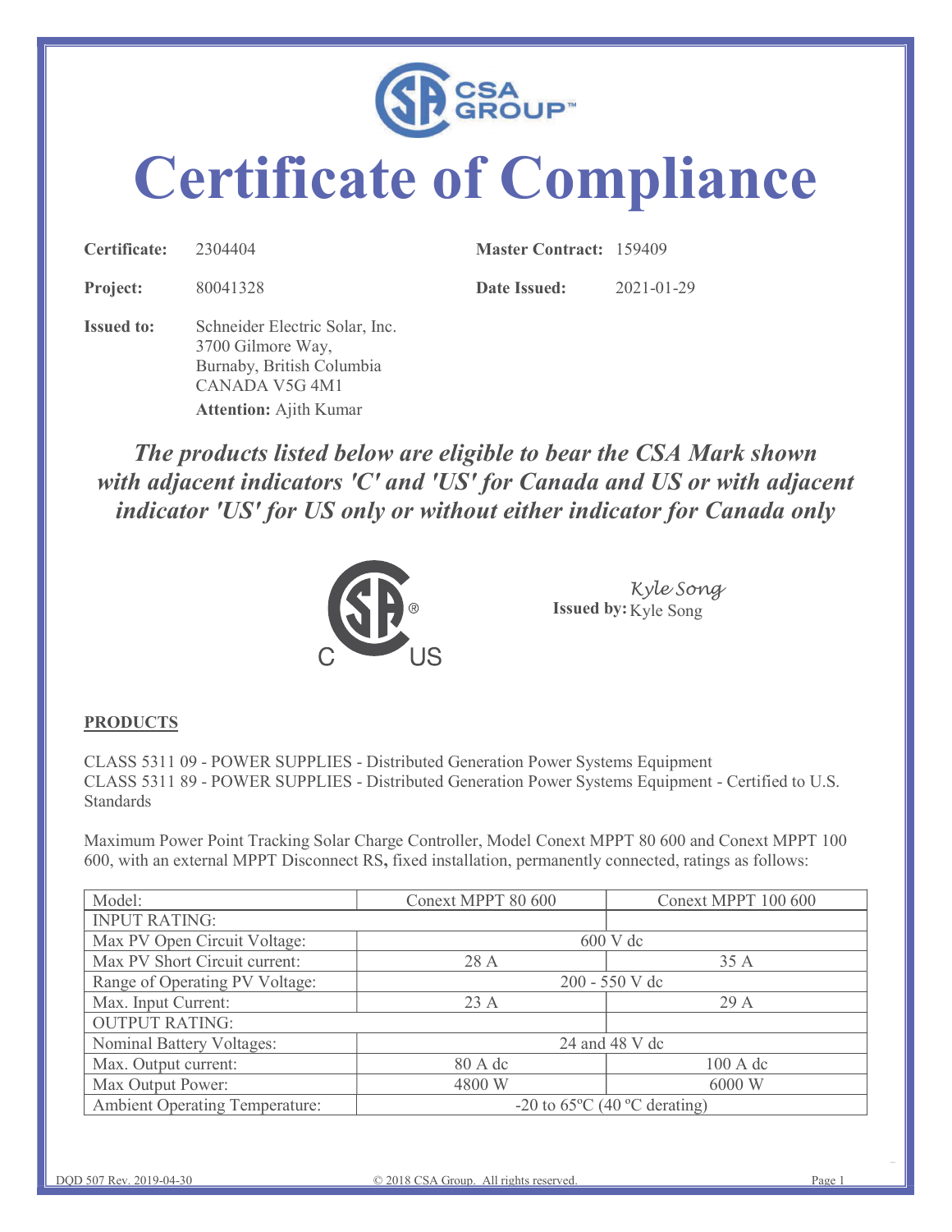CSA GROUP™

# Certificate of Compliance

**Certificate:** 2304404 **Master Contract:** 159409

**Project:** 80041328 **Date Issued:** 2021-01-29

**Issued to:** Schneider Electric Solar, Inc.
3700 Gilmore Way,
Burnaby, British Columbia
CANADA V5G 4M1
**Attention:** Ajith Kumar

***The products listed below are eligible to bear the CSA Mark shown with adjacent indicators 'C' and 'US' for Canada and US or with adjacent indicator 'US' for US only or without either indicator for Canada only***

C US

**Issued by:** Kyle Song

**PRODUCTS**

CLASS 5311 09 - POWER SUPPLIES - Distributed Generation Power Systems Equipment
CLASS 5311 89 - POWER SUPPLIES - Distributed Generation Power Systems Equipment - Certified to U.S. Standards

Maximum Power Point Tracking Solar Charge Controller, Model Conext MPPT 80 600 and Conext MPPT 100 600, with an external MPPT Disconnect RS, fixed installation, permanently connected, ratings as follows:

| Model: | Conext MPPT 80 600 | Conext MPPT 100 600 |
|---|---|---|
| INPUT RATING: | | |
| Max PV Open Circuit Voltage: | 600 V dc | |
| Max PV Short Circuit current: | 28 A | 35 A |
| Range of Operating PV Voltage: | 200 - 550 V dc | |
| Max. Input Current: | 23 A | 29 A |
| OUTPUT RATING: | | |
| Nominal Battery Voltages: | 24 and 48 V dc | |
| Max. Output current: | 80 A dc | 100 A dc |
| Max Output Power: | 4800 W | 6000 W |
| Ambient Operating Temperature: | -20 to 65ºC (40 ºC derating) | |

DQD 507 Rev. 2019-04-30 © 2018 CSA Group. All rights reserved.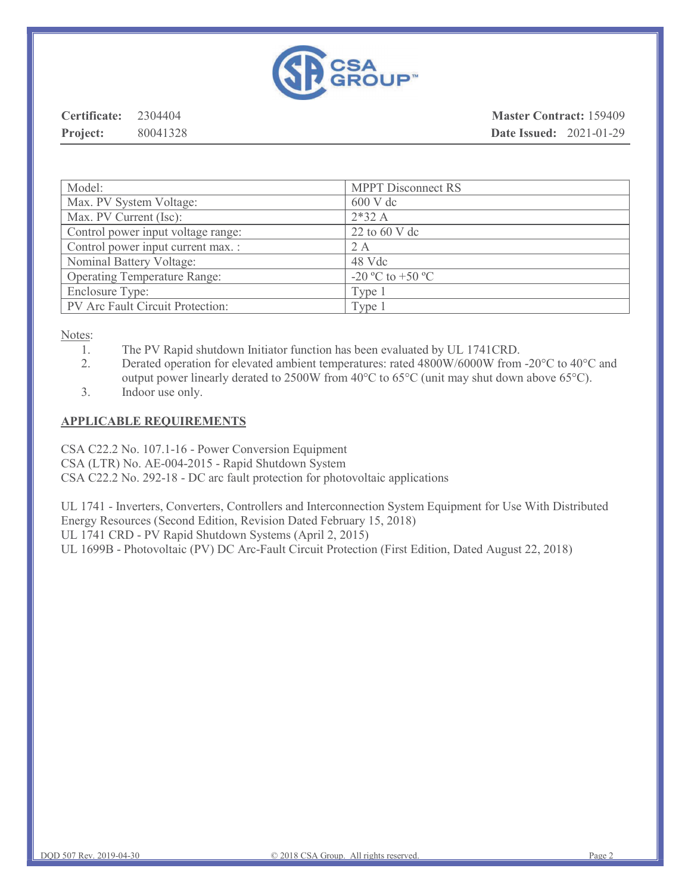**Certificate:** 2304404 **Master Contract:** 159409

**Project:** 80041328 **Date Issued:** 2021-01-29

| | |
|---|---|
| Model: | MPPT Disconnect RS |
| Max. PV System Voltage: | 600 V dc |
| Max. PV Current (Isc): | 2*32 A |
| Control power input voltage range: | 22 to 60 V dc |
| Control power input current max. : | 2 A |
| Nominal Battery Voltage: | 48 Vdc |
| Operating Temperature Range: | -20 ºC to +50 ºC |
| Enclosure Type: | Type 1 |
| PV Arc Fault Circuit Protection: | Type 1 |

Notes:

1. The PV Rapid shutdown Initiator function has been evaluated by UL 1741CRD.
2. Derated operation for elevated ambient temperatures: rated 4800W/6000W from -20°C to 40°C and output power linearly derated to 2500W from 40°C to 65°C (unit may shut down above 65°C).
3. Indoor use only.

## APPLICABLE REQUIREMENTS

CSA C22.2 No. 107.1-16 - Power Conversion Equipment
CSA (LTR) No. AE-004-2015 - Rapid Shutdown System
CSA C22.2 No. 292-18 - DC arc fault protection for photovoltaic applications

UL 1741 - Inverters, Converters, Controllers and Interconnection System Equipment for Use With Distributed Energy Resources (Second Edition, Revision Dated February 15, 2018)
UL 1741 CRD - PV Rapid Shutdown Systems (April 2, 2015)
UL 1699B - Photovoltaic (PV) DC Arc-Fault Circuit Protection (First Edition, Dated August 22, 2018)